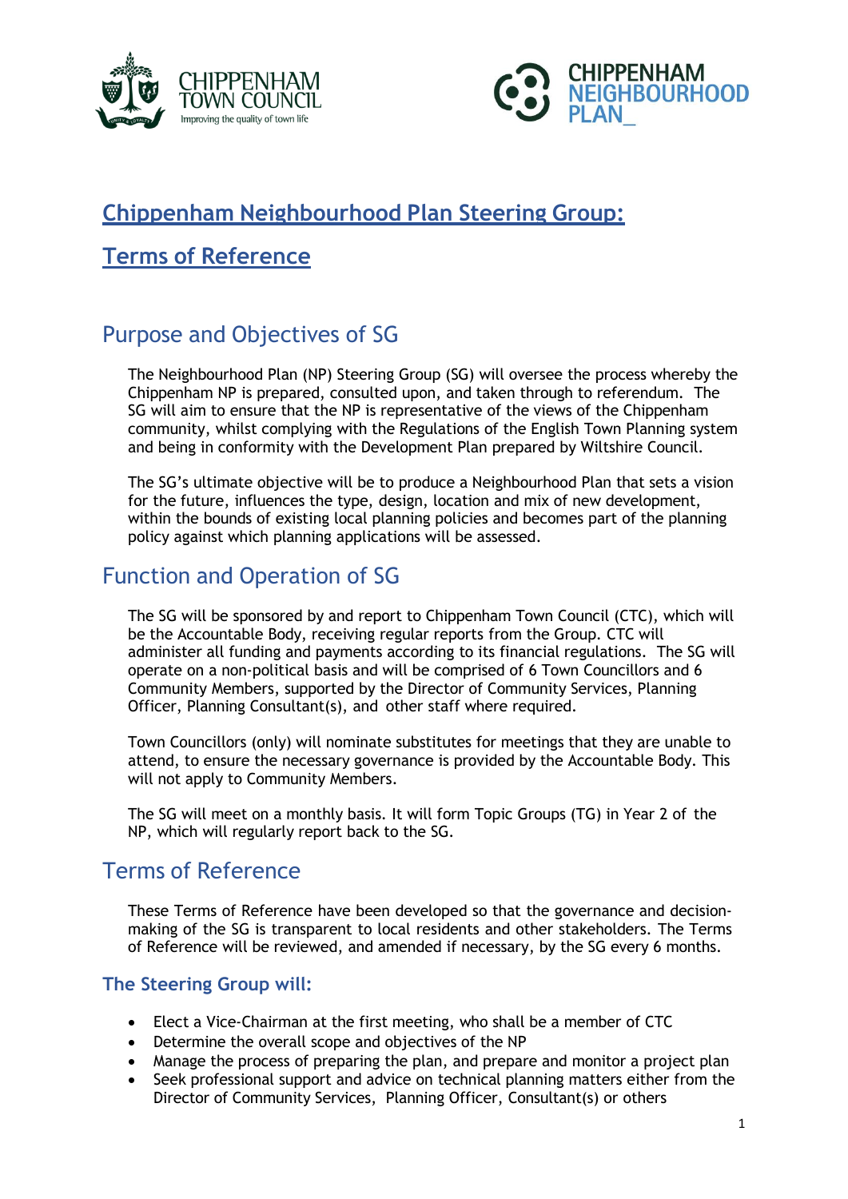# Chippenham Neighbourhood Plan Steering Group:

# Terms of Reference

## Purpose and Objectives of SG

The Neighbourhood Plan (NP) Steering Group (SG) will oversee the process whereby the Chippenham NP is prepared, consulted upon, and taken through to referendum. The SG will aim to ensure that the NP is representative of the views of the Chippenham community, whilst complying with the Regulations of the English Town Planning system and being in conformity with the Development Plan prepared by Wiltshire Council.

The SG's ultimate objective will be to produce a Neighbourhood Plan that sets a vision for the future, influences the type, design, location and mix of new development, within the bounds of existing local planning policies and becomes part of the planning policy against which planning applications will be assessed.

## Function and Operation of SG

The SG will be sponsored by and report to Chippenham Town Council (CTC), which will be the Accountable Body, receiving regular reports from the Group. CTC will administer all funding and payments according to its financial regulations. The SG will operate on a non-political basis and will be comprised of 6 Town Councillors and 6 Community Members, supported by the Director of Community Services, Planning Officer, Planning Consultant(s), and other staff where required.

Town Councillors (only) will nominate substitutes for meetings that they are unable to attend, to ensure the necessary governance is provided by the Accountable Body. This will not apply to Community Members.

The SG will meet on a monthly basis. It will form Topic Groups (TG) in Year 2 of the NP, which will regularly report back to the SG.

## Terms of Reference

These Terms of Reference have been developed so that the governance and decision-making of the SG is transparent to local residents and other stakeholders. The Terms of Reference will be reviewed, and amended if necessary, by the SG every 6 months.

### The Steering Group will:

- Elect a Vice-Chairman at the first meeting, who shall be a member of CTC
- Determine the overall scope and objectives of the NP
- Manage the process of preparing the plan, and prepare and monitor a project plan
- Seek professional support and advice on technical planning matters either from the Director of Community Services, Planning Officer, Consultant(s) or others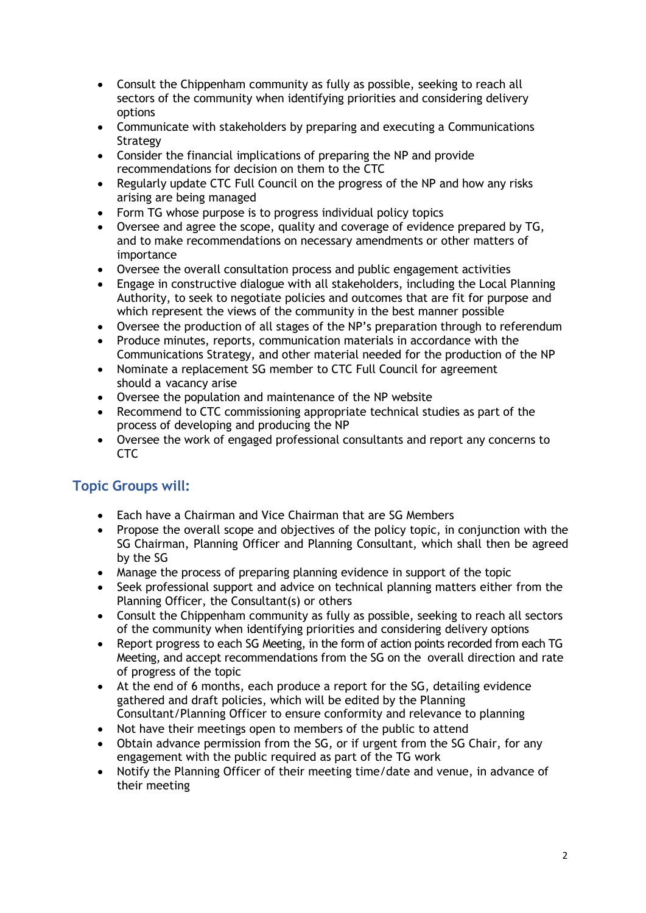- Consult the Chippenham community as fully as possible, seeking to reach all sectors of the community when identifying priorities and considering delivery options
- Communicate with stakeholders by preparing and executing a Communications Strategy
- Consider the financial implications of preparing the NP and provide recommendations for decision on them to the CTC
- Regularly update CTC Full Council on the progress of the NP and how any risks arising are being managed
- Form TG whose purpose is to progress individual policy topics
- Oversee and agree the scope, quality and coverage of evidence prepared by TG, and to make recommendations on necessary amendments or other matters of importance
- Oversee the overall consultation process and public engagement activities
- Engage in constructive dialogue with all stakeholders, including the Local Planning Authority, to seek to negotiate policies and outcomes that are fit for purpose and which represent the views of the community in the best manner possible
- Oversee the production of all stages of the NP's preparation through to referendum
- Produce minutes, reports, communication materials in accordance with the Communications Strategy, and other material needed for the production of the NP
- Nominate a replacement SG member to CTC Full Council for agreement should a vacancy arise
- Oversee the population and maintenance of the NP website
- Recommend to CTC commissioning appropriate technical studies as part of the process of developing and producing the NP
- Oversee the work of engaged professional consultants and report any concerns to CTC

## Topic Groups will:

- Each have a Chairman and Vice Chairman that are SG Members
- Propose the overall scope and objectives of the policy topic, in conjunction with the SG Chairman, Planning Officer and Planning Consultant, which shall then be agreed by the SG
- Manage the process of preparing planning evidence in support of the topic
- Seek professional support and advice on technical planning matters either from the Planning Officer, the Consultant(s) or others
- Consult the Chippenham community as fully as possible, seeking to reach all sectors of the community when identifying priorities and considering delivery options
- Report progress to each SG Meeting, in the form of action points recorded from each TG Meeting, and accept recommendations from the SG on the overall direction and rate of progress of the topic
- At the end of 6 months, each produce a report for the SG, detailing evidence gathered and draft policies, which will be edited by the Planning Consultant/Planning Officer to ensure conformity and relevance to planning
- Not have their meetings open to members of the public to attend
- Obtain advance permission from the SG, or if urgent from the SG Chair, for any engagement with the public required as part of the TG work
- Notify the Planning Officer of their meeting time/date and venue, in advance of their meeting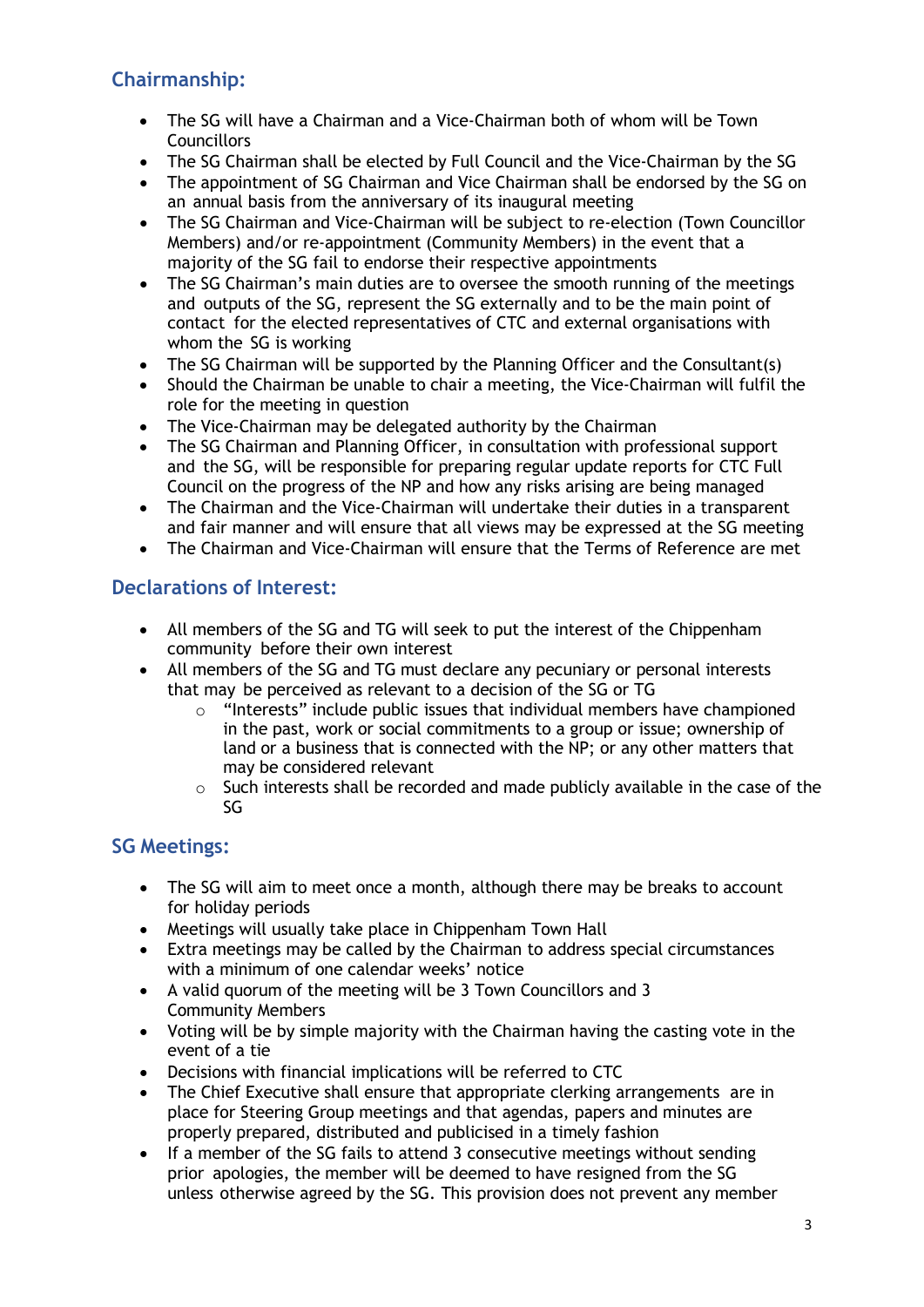## Chairmanship:

- The SG will have a Chairman and a Vice-Chairman both of whom will be Town Councillors
- The SG Chairman shall be elected by Full Council and the Vice-Chairman by the SG
- The appointment of SG Chairman and Vice Chairman shall be endorsed by the SG on an annual basis from the anniversary of its inaugural meeting
- The SG Chairman and Vice-Chairman will be subject to re-election (Town Councillor Members) and/or re-appointment (Community Members) in the event that a majority of the SG fail to endorse their respective appointments
- The SG Chairman's main duties are to oversee the smooth running of the meetings and outputs of the SG, represent the SG externally and to be the main point of contact for the elected representatives of CTC and external organisations with whom the SG is working
- The SG Chairman will be supported by the Planning Officer and the Consultant(s)
- Should the Chairman be unable to chair a meeting, the Vice-Chairman will fulfil the role for the meeting in question
- The Vice-Chairman may be delegated authority by the Chairman
- The SG Chairman and Planning Officer, in consultation with professional support and the SG, will be responsible for preparing regular update reports for CTC Full Council on the progress of the NP and how any risks arising are being managed
- The Chairman and the Vice-Chairman will undertake their duties in a transparent and fair manner and will ensure that all views may be expressed at the SG meeting
- The Chairman and Vice-Chairman will ensure that the Terms of Reference are met

## Declarations of Interest:

- All members of the SG and TG will seek to put the interest of the Chippenham community before their own interest
- All members of the SG and TG must declare any pecuniary or personal interests that may be perceived as relevant to a decision of the SG or TG
  - "Interests" include public issues that individual members have championed in the past, work or social commitments to a group or issue; ownership of land or a business that is connected with the NP; or any other matters that may be considered relevant
  - Such interests shall be recorded and made publicly available in the case of the SG

## SG Meetings:

- The SG will aim to meet once a month, although there may be breaks to account for holiday periods
- Meetings will usually take place in Chippenham Town Hall
- Extra meetings may be called by the Chairman to address special circumstances with a minimum of one calendar weeks' notice
- A valid quorum of the meeting will be 3 Town Councillors and 3 Community Members
- Voting will be by simple majority with the Chairman having the casting vote in the event of a tie
- Decisions with financial implications will be referred to CTC
- The Chief Executive shall ensure that appropriate clerking arrangements are in place for Steering Group meetings and that agendas, papers and minutes are properly prepared, distributed and publicised in a timely fashion
- If a member of the SG fails to attend 3 consecutive meetings without sending prior apologies, the member will be deemed to have resigned from the SG unless otherwise agreed by the SG. This provision does not prevent any member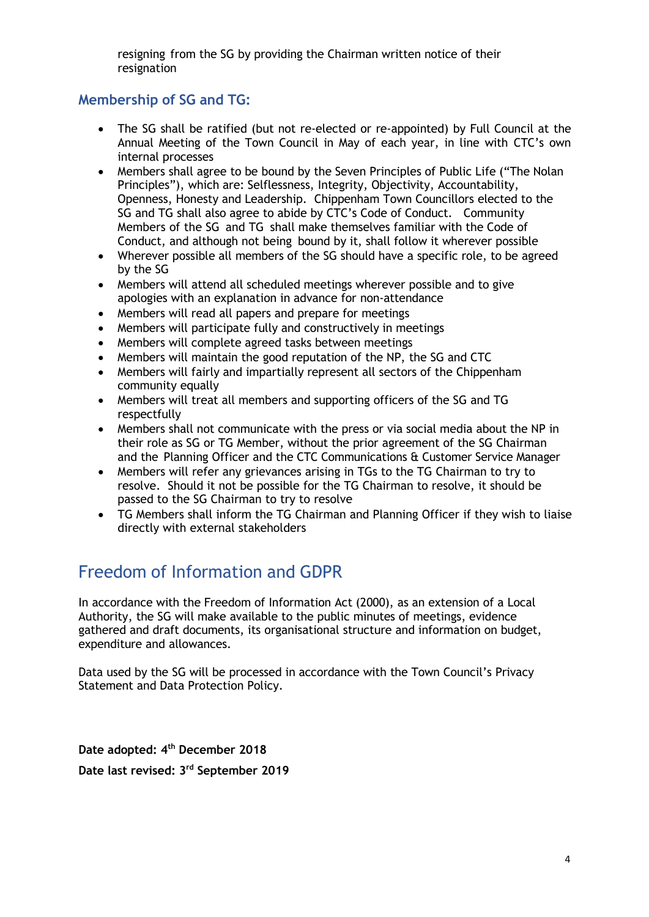resigning from the SG by providing the Chairman written notice of their resignation

### Membership of SG and TG:

- The SG shall be ratified (but not re-elected or re-appointed) by Full Council at the Annual Meeting of the Town Council in May of each year, in line with CTC's own internal processes
- Members shall agree to be bound by the Seven Principles of Public Life ("The Nolan Principles"), which are: Selflessness, Integrity, Objectivity, Accountability, Openness, Honesty and Leadership. Chippenham Town Councillors elected to the SG and TG shall also agree to abide by CTC's Code of Conduct. Community Members of the SG and TG shall make themselves familiar with the Code of Conduct, and although not being bound by it, shall follow it wherever possible
- Wherever possible all members of the SG should have a specific role, to be agreed by the SG
- Members will attend all scheduled meetings wherever possible and to give apologies with an explanation in advance for non-attendance
- Members will read all papers and prepare for meetings
- Members will participate fully and constructively in meetings
- Members will complete agreed tasks between meetings
- Members will maintain the good reputation of the NP, the SG and CTC
- Members will fairly and impartially represent all sectors of the Chippenham community equally
- Members will treat all members and supporting officers of the SG and TG respectfully
- Members shall not communicate with the press or via social media about the NP in their role as SG or TG Member, without the prior agreement of the SG Chairman and the Planning Officer and the CTC Communications & Customer Service Manager
- Members will refer any grievances arising in TGs to the TG Chairman to try to resolve. Should it not be possible for the TG Chairman to resolve, it should be passed to the SG Chairman to try to resolve
- TG Members shall inform the TG Chairman and Planning Officer if they wish to liaise directly with external stakeholders

## Freedom of Information and GDPR

In accordance with the Freedom of Information Act (2000), as an extension of a Local Authority, the SG will make available to the public minutes of meetings, evidence gathered and draft documents, its organisational structure and information on budget, expenditure and allowances.

Data used by the SG will be processed in accordance with the Town Council's Privacy Statement and Data Protection Policy.

**Date adopted: 4th December 2018**

**Date last revised: 3rd September 2019**